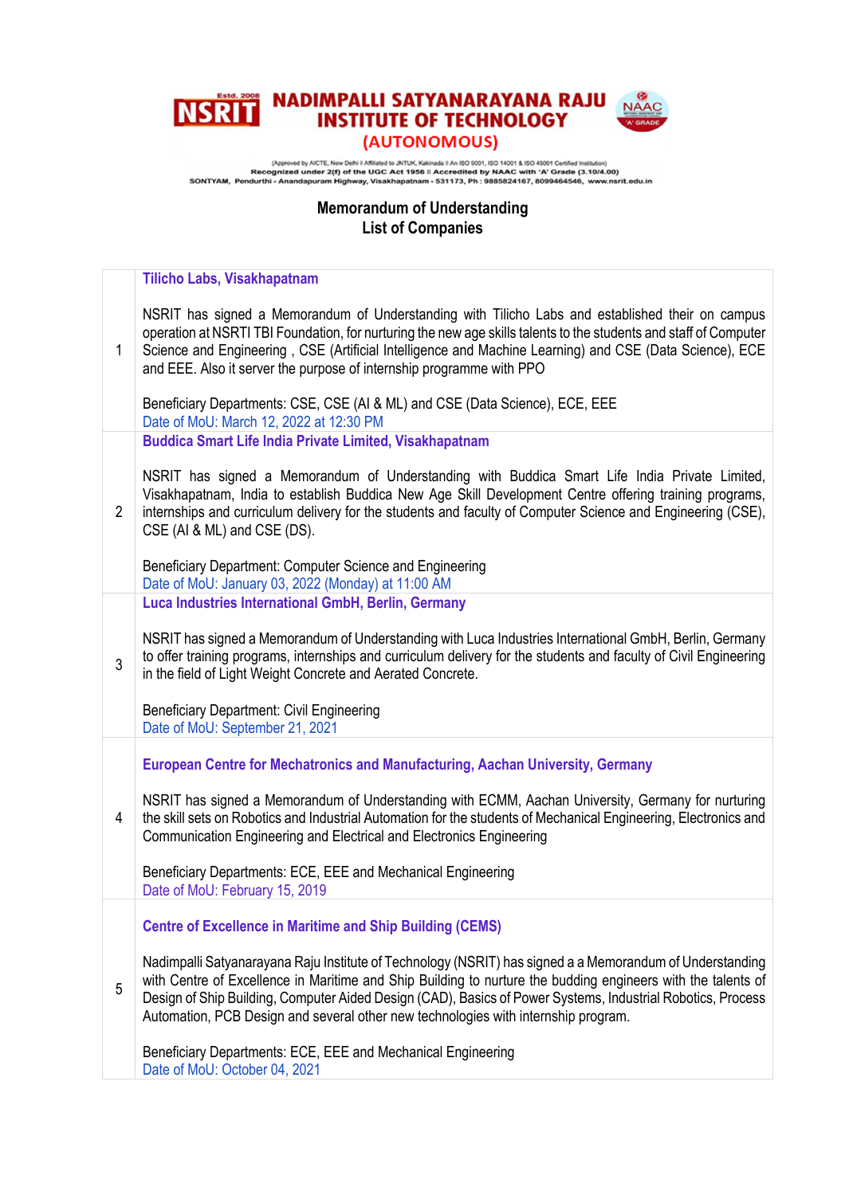# NADIMPALLI SATYANARAYANA RAJU INSTITUTE OF TECHNOLOGY
## (AUTONOMOUS)

NSRIT Estd. 2008

(Approved by AICTE, New Delhi || Affiliated to JNTUK, Kakinada || An ISO 9001, ISO 14001 & ISO 45001 Certified Institution)
Recognized under 2(f) of the UGC Act 1956 || Accredited by NAAC with 'A' Grade (3.10/4.00)
SONTYAM, Pendurthi - Anandapuram Highway, Visakhapatnam - 531173, Ph : 9885824167, 8099464546, www.nsrit.edu.in

## Memorandum of Understanding
## List of Companies

| | |
|---|---|
| 1 | **Tilicho Labs, Visakhapatnam**<br><br>NSRIT has signed a Memorandum of Understanding with Tilicho Labs and established their on campus operation at NSRTI TBI Foundation, for nurturing the new age skills talents to the students and staff of Computer Science and Engineering , CSE (Artificial Intelligence and Machine Learning) and CSE (Data Science), ECE and EEE. Also it server the purpose of internship programme with PPO<br><br>Beneficiary Departments: CSE, CSE (AI & ML) and CSE (Data Science), ECE, EEE<br>Date of MoU: March 12, 2022 at 12:30 PM |
| 2 | **Buddica Smart Life India Private Limited, Visakhapatnam**<br><br>NSRIT has signed a Memorandum of Understanding with Buddica Smart Life India Private Limited, Visakhapatnam, India to establish Buddica New Age Skill Development Centre offering training programs, internships and curriculum delivery for the students and faculty of Computer Science and Engineering (CSE), CSE (AI & ML) and CSE (DS).<br><br>Beneficiary Department: Computer Science and Engineering<br>Date of MoU: January 03, 2022 (Monday) at 11:00 AM |
| 3 | **Luca Industries International GmbH, Berlin, Germany**<br><br>NSRIT has signed a Memorandum of Understanding with Luca Industries International GmbH, Berlin, Germany to offer training programs, internships and curriculum delivery for the students and faculty of Civil Engineering in the field of Light Weight Concrete and Aerated Concrete.<br><br>Beneficiary Department: Civil Engineering<br>Date of MoU: September 21, 2021 |
| 4 | **European Centre for Mechatronics and Manufacturing, Aachan University, Germany**<br><br>NSRIT has signed a Memorandum of Understanding with ECMM, Aachan University, Germany for nurturing the skill sets on Robotics and Industrial Automation for the students of Mechanical Engineering, Electronics and Communication Engineering and Electrical and Electronics Engineering<br><br>Beneficiary Departments: ECE, EEE and Mechanical Engineering<br>Date of MoU: February 15, 2019 |
| 5 | **Centre of Excellence in Maritime and Ship Building (CEMS)**<br><br>Nadimpalli Satyanarayana Raju Institute of Technology (NSRIT) has signed a a Memorandum of Understanding with Centre of Excellence in Maritime and Ship Building to nurture the budding engineers with the talents of Design of Ship Building, Computer Aided Design (CAD), Basics of Power Systems, Industrial Robotics, Process Automation, PCB Design and several other new technologies with internship program.<br><br>Beneficiary Departments: ECE, EEE and Mechanical Engineering<br>Date of MoU: October 04, 2021 |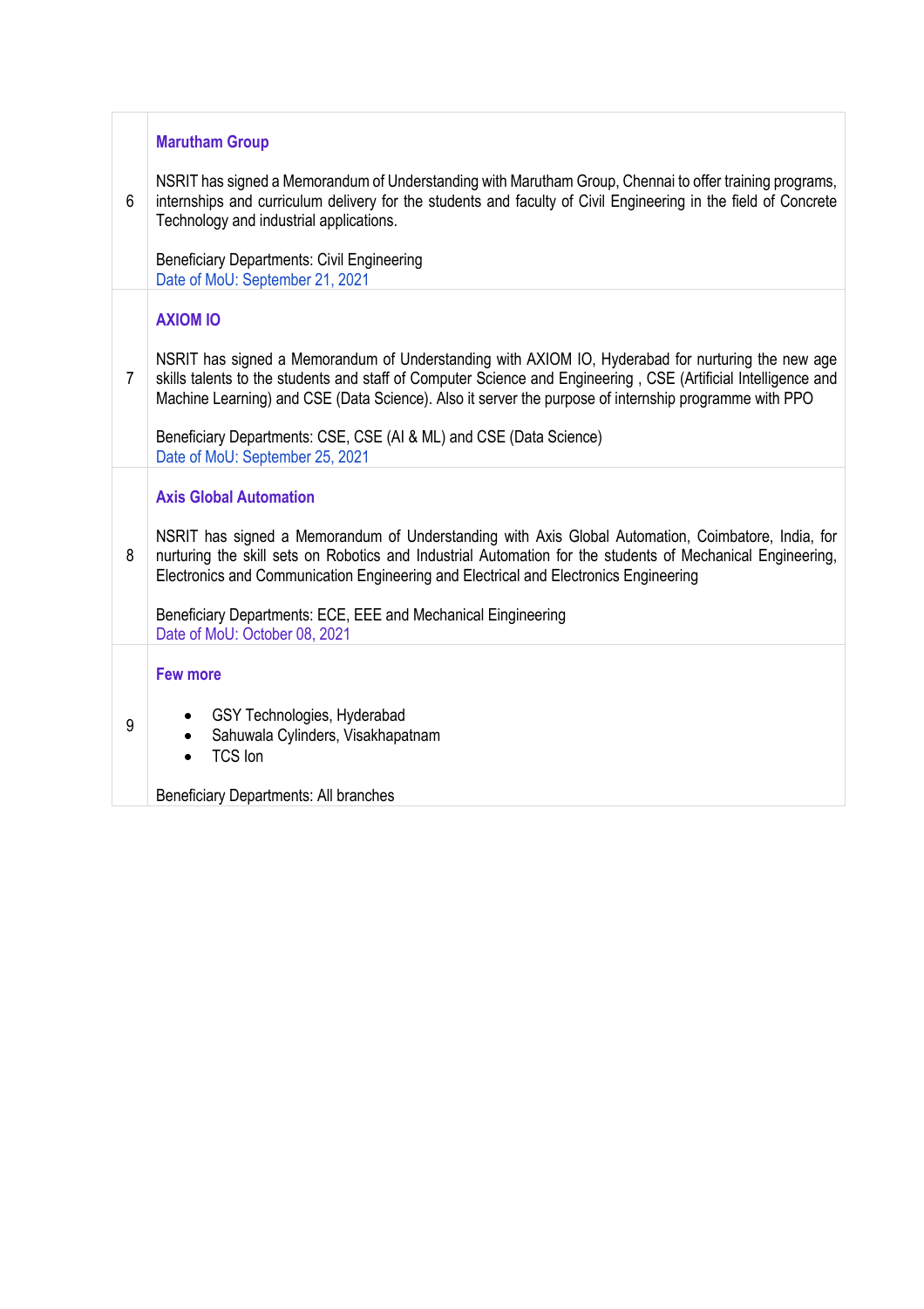| | |
|---|---|
| 6 | **Marutham Group**<br><br>NSRIT has signed a Memorandum of Understanding with Marutham Group, Chennai to offer training programs, internships and curriculum delivery for the students and faculty of Civil Engineering in the field of Concrete Technology and industrial applications.<br><br>Beneficiary Departments: Civil Engineering<br>Date of MoU: September 21, 2021 |
| 7 | **AXIOM IO**<br><br>NSRIT has signed a Memorandum of Understanding with AXIOM IO, Hyderabad for nurturing the new age skills talents to the students and staff of Computer Science and Engineering , CSE (Artificial Intelligence and Machine Learning) and CSE (Data Science). Also it server the purpose of internship programme with PPO<br><br>Beneficiary Departments: CSE, CSE (AI & ML) and CSE (Data Science)<br>Date of MoU: September 25, 2021 |
| 8 | **Axis Global Automation**<br><br>NSRIT has signed a Memorandum of Understanding with Axis Global Automation, Coimbatore, India, for nurturing the skill sets on Robotics and Industrial Automation for the students of Mechanical Engineering, Electronics and Communication Engineering and Electrical and Electronics Engineering<br><br>Beneficiary Departments: ECE, EEE and Mechanical Eingineering<br>Date of MoU: October 08, 2021 |
| 9 | **Few more**<br><br>• GSY Technologies, Hyderabad<br>• Sahuwala Cylinders, Visakhapatnam<br>• TCS Ion<br><br>Beneficiary Departments: All branches |